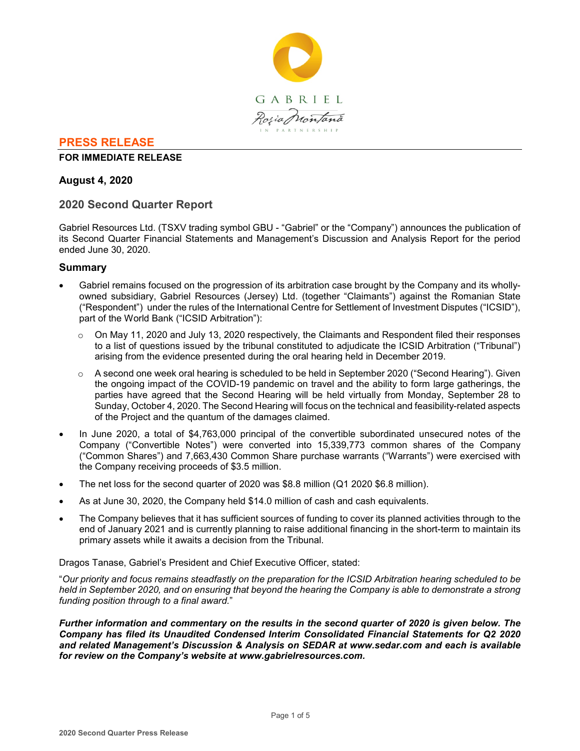# PRESS RELEASE

**FOR IMMEDIATE RELEASE**

**August 4, 2020**

## 2020 Second Quarter Report

Gabriel Resources Ltd. (TSXV trading symbol GBU - "Gabriel" or the "Company") announces the publication of its Second Quarter Financial Statements and Management's Discussion and Analysis Report for the period ended June 30, 2020.

### Summary

- Gabriel remains focused on the progression of its arbitration case brought by the Company and its wholly-owned subsidiary, Gabriel Resources (Jersey) Ltd. (together "Claimants") against the Romanian State ("Respondent") under the rules of the International Centre for Settlement of Investment Disputes ("ICSID"), part of the World Bank ("ICSID Arbitration"):
  - On May 11, 2020 and July 13, 2020 respectively, the Claimants and Respondent filed their responses to a list of questions issued by the tribunal constituted to adjudicate the ICSID Arbitration ("Tribunal") arising from the evidence presented during the oral hearing held in December 2019.
  - A second one week oral hearing is scheduled to be held in September 2020 ("Second Hearing"). Given the ongoing impact of the COVID-19 pandemic on travel and the ability to form large gatherings, the parties have agreed that the Second Hearing will be held virtually from Monday, September 28 to Sunday, October 4, 2020. The Second Hearing will focus on the technical and feasibility-related aspects of the Project and the quantum of the damages claimed.
- In June 2020, a total of $4,763,000 principal of the convertible subordinated unsecured notes of the Company ("Convertible Notes") were converted into 15,339,773 common shares of the Company ("Common Shares") and 7,663,430 Common Share purchase warrants ("Warrants") were exercised with the Company receiving proceeds of $3.5 million.
- The net loss for the second quarter of 2020 was $8.8 million (Q1 2020 $6.8 million).
- As at June 30, 2020, the Company held $14.0 million of cash and cash equivalents.
- The Company believes that it has sufficient sources of funding to cover its planned activities through to the end of January 2021 and is currently planning to raise additional financing in the short-term to maintain its primary assets while it awaits a decision from the Tribunal.

Dragos Tanase, Gabriel's President and Chief Executive Officer, stated:

"*Our priority and focus remains steadfastly on the preparation for the ICSID Arbitration hearing scheduled to be held in September 2020, and on ensuring that beyond the hearing the Company is able to demonstrate a strong funding position through to a final award.*"

***Further information and commentary on the results in the second quarter of 2020 is given below. The Company has filed its Unaudited Condensed Interim Consolidated Financial Statements for Q2 2020 and related Management's Discussion & Analysis on SEDAR at www.sedar.com and each is available for review on the Company's website at www.gabrielresources.com.***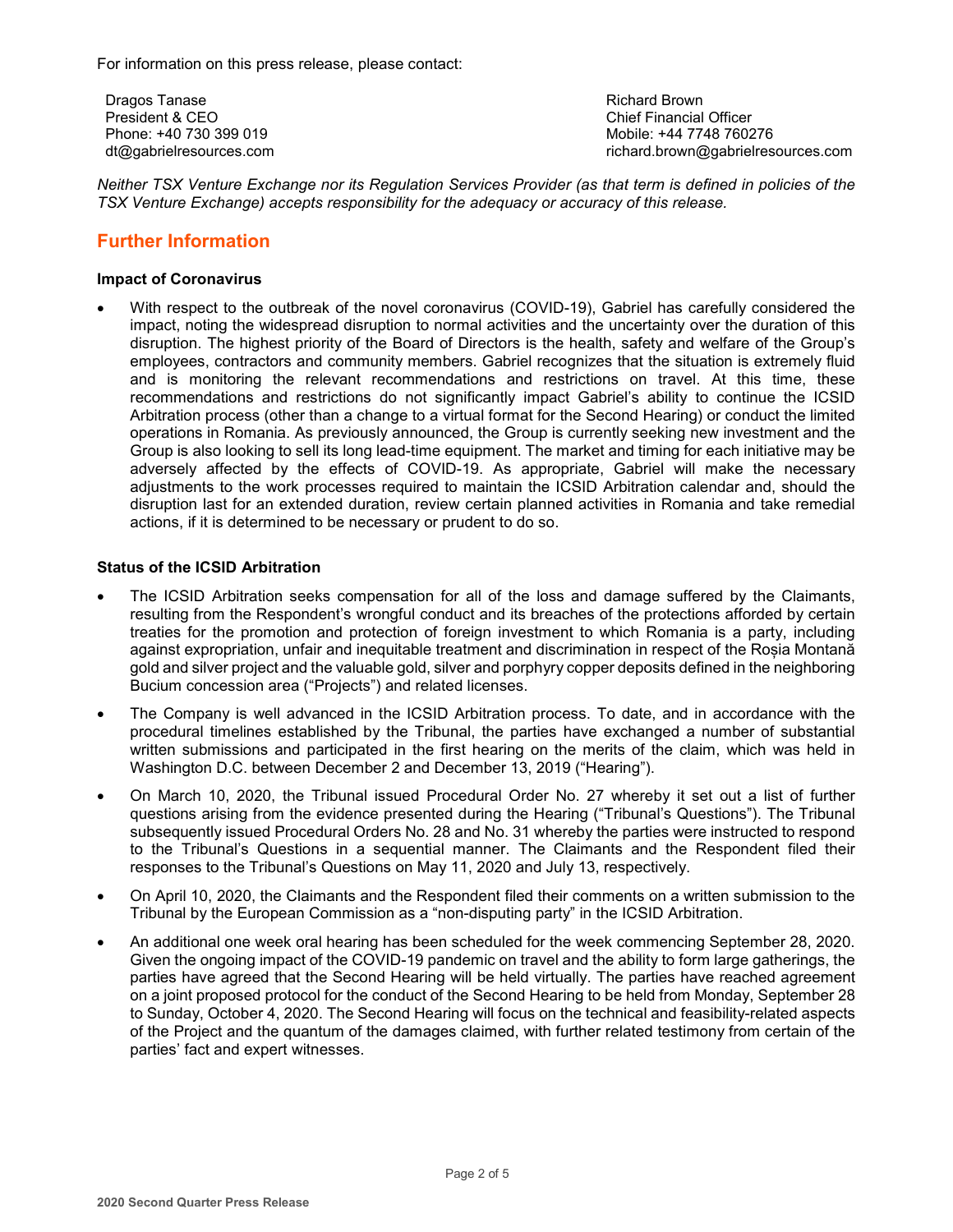For information on this press release, please contact:

Dragos Tanase
President & CEO
Phone: +40 730 399 019
dt@gabrielresources.com

Richard Brown
Chief Financial Officer
Mobile: +44 7748 760276
richard.brown@gabrielresources.com

*Neither TSX Venture Exchange nor its Regulation Services Provider (as that term is defined in policies of the TSX Venture Exchange) accepts responsibility for the adequacy or accuracy of this release.*

## Further Information

**Impact of Coronavirus**

- With respect to the outbreak of the novel coronavirus (COVID-19), Gabriel has carefully considered the impact, noting the widespread disruption to normal activities and the uncertainty over the duration of this disruption. The highest priority of the Board of Directors is the health, safety and welfare of the Group's employees, contractors and community members. Gabriel recognizes that the situation is extremely fluid and is monitoring the relevant recommendations and restrictions on travel. At this time, these recommendations and restrictions do not significantly impact Gabriel's ability to continue the ICSID Arbitration process (other than a change to a virtual format for the Second Hearing) or conduct the limited operations in Romania. As previously announced, the Group is currently seeking new investment and the Group is also looking to sell its long lead-time equipment. The market and timing for each initiative may be adversely affected by the effects of COVID-19. As appropriate, Gabriel will make the necessary adjustments to the work processes required to maintain the ICSID Arbitration calendar and, should the disruption last for an extended duration, review certain planned activities in Romania and take remedial actions, if it is determined to be necessary or prudent to do so.

**Status of the ICSID Arbitration**

- The ICSID Arbitration seeks compensation for all of the loss and damage suffered by the Claimants, resulting from the Respondent's wrongful conduct and its breaches of the protections afforded by certain treaties for the promotion and protection of foreign investment to which Romania is a party, including against expropriation, unfair and inequitable treatment and discrimination in respect of the Roșia Montană gold and silver project and the valuable gold, silver and porphyry copper deposits defined in the neighboring Bucium concession area ("Projects") and related licenses.
- The Company is well advanced in the ICSID Arbitration process. To date, and in accordance with the procedural timelines established by the Tribunal, the parties have exchanged a number of substantial written submissions and participated in the first hearing on the merits of the claim, which was held in Washington D.C. between December 2 and December 13, 2019 ("Hearing").
- On March 10, 2020, the Tribunal issued Procedural Order No. 27 whereby it set out a list of further questions arising from the evidence presented during the Hearing ("Tribunal's Questions"). The Tribunal subsequently issued Procedural Orders No. 28 and No. 31 whereby the parties were instructed to respond to the Tribunal's Questions in a sequential manner. The Claimants and the Respondent filed their responses to the Tribunal's Questions on May 11, 2020 and July 13, respectively.
- On April 10, 2020, the Claimants and the Respondent filed their comments on a written submission to the Tribunal by the European Commission as a "non-disputing party" in the ICSID Arbitration.
- An additional one week oral hearing has been scheduled for the week commencing September 28, 2020. Given the ongoing impact of the COVID-19 pandemic on travel and the ability to form large gatherings, the parties have agreed that the Second Hearing will be held virtually. The parties have reached agreement on a joint proposed protocol for the conduct of the Second Hearing to be held from Monday, September 28 to Sunday, October 4, 2020. The Second Hearing will focus on the technical and feasibility-related aspects of the Project and the quantum of the damages claimed, with further related testimony from certain of the parties' fact and expert witnesses.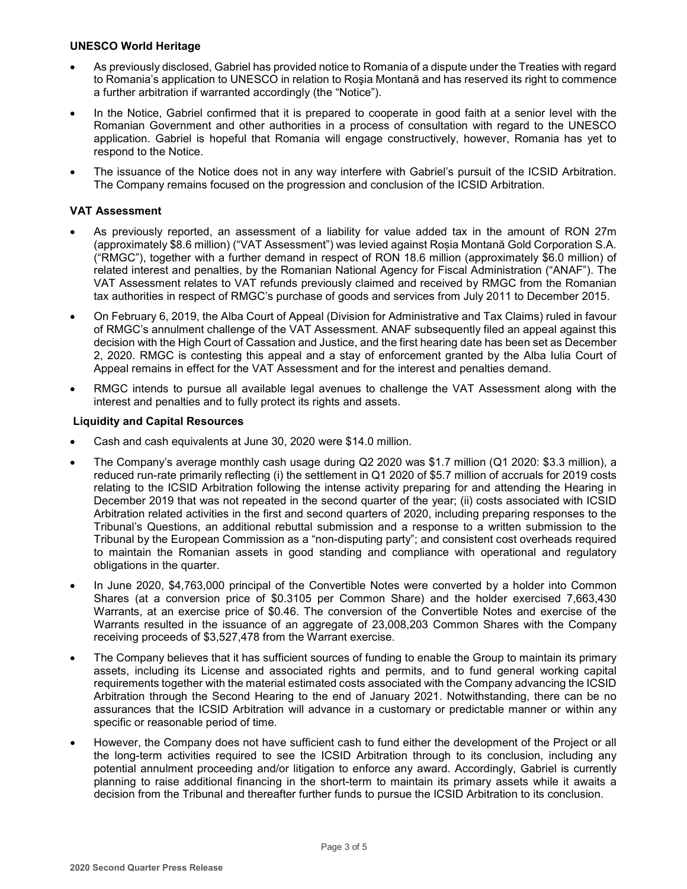## UNESCO World Heritage

- As previously disclosed, Gabriel has provided notice to Romania of a dispute under the Treaties with regard to Romania's application to UNESCO in relation to Roşia Montană and has reserved its right to commence a further arbitration if warranted accordingly (the "Notice").
- In the Notice, Gabriel confirmed that it is prepared to cooperate in good faith at a senior level with the Romanian Government and other authorities in a process of consultation with regard to the UNESCO application. Gabriel is hopeful that Romania will engage constructively, however, Romania has yet to respond to the Notice.
- The issuance of the Notice does not in any way interfere with Gabriel's pursuit of the ICSID Arbitration. The Company remains focused on the progression and conclusion of the ICSID Arbitration.

## VAT Assessment

- As previously reported, an assessment of a liability for value added tax in the amount of RON 27m (approximately $8.6 million) ("VAT Assessment") was levied against Roșia Montană Gold Corporation S.A. ("RMGC"), together with a further demand in respect of RON 18.6 million (approximately $6.0 million) of related interest and penalties, by the Romanian National Agency for Fiscal Administration ("ANAF"). The VAT Assessment relates to VAT refunds previously claimed and received by RMGC from the Romanian tax authorities in respect of RMGC's purchase of goods and services from July 2011 to December 2015.
- On February 6, 2019, the Alba Court of Appeal (Division for Administrative and Tax Claims) ruled in favour of RMGC's annulment challenge of the VAT Assessment. ANAF subsequently filed an appeal against this decision with the High Court of Cassation and Justice, and the first hearing date has been set as December 2, 2020. RMGC is contesting this appeal and a stay of enforcement granted by the Alba Iulia Court of Appeal remains in effect for the VAT Assessment and for the interest and penalties demand.
- RMGC intends to pursue all available legal avenues to challenge the VAT Assessment along with the interest and penalties and to fully protect its rights and assets.

## Liquidity and Capital Resources

- Cash and cash equivalents at June 30, 2020 were $14.0 million.
- The Company's average monthly cash usage during Q2 2020 was $1.7 million (Q1 2020: $3.3 million), a reduced run-rate primarily reflecting (i) the settlement in Q1 2020 of $5.7 million of accruals for 2019 costs relating to the ICSID Arbitration following the intense activity preparing for and attending the Hearing in December 2019 that was not repeated in the second quarter of the year; (ii) costs associated with ICSID Arbitration related activities in the first and second quarters of 2020, including preparing responses to the Tribunal's Questions, an additional rebuttal submission and a response to a written submission to the Tribunal by the European Commission as a "non-disputing party"; and consistent cost overheads required to maintain the Romanian assets in good standing and compliance with operational and regulatory obligations in the quarter.
- In June 2020, $4,763,000 principal of the Convertible Notes were converted by a holder into Common Shares (at a conversion price of $0.3105 per Common Share) and the holder exercised 7,663,430 Warrants, at an exercise price of $0.46. The conversion of the Convertible Notes and exercise of the Warrants resulted in the issuance of an aggregate of 23,008,203 Common Shares with the Company receiving proceeds of $3,527,478 from the Warrant exercise.
- The Company believes that it has sufficient sources of funding to enable the Group to maintain its primary assets, including its License and associated rights and permits, and to fund general working capital requirements together with the material estimated costs associated with the Company advancing the ICSID Arbitration through the Second Hearing to the end of January 2021. Notwithstanding, there can be no assurances that the ICSID Arbitration will advance in a customary or predictable manner or within any specific or reasonable period of time.
- However, the Company does not have sufficient cash to fund either the development of the Project or all the long-term activities required to see the ICSID Arbitration through to its conclusion, including any potential annulment proceeding and/or litigation to enforce any award. Accordingly, Gabriel is currently planning to raise additional financing in the short-term to maintain its primary assets while it awaits a decision from the Tribunal and thereafter further funds to pursue the ICSID Arbitration to its conclusion.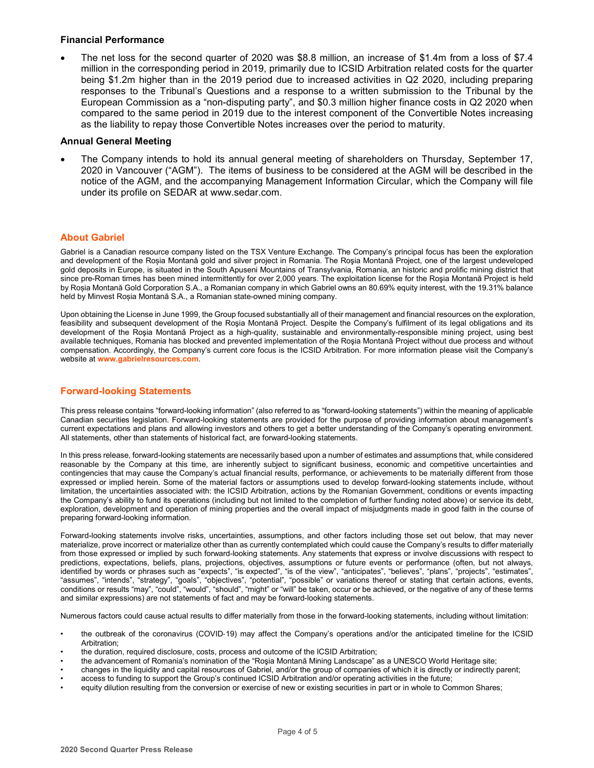### Financial Performance

- The net loss for the second quarter of 2020 was $8.8 million, an increase of $1.4m from a loss of $7.4 million in the corresponding period in 2019, primarily due to ICSID Arbitration related costs for the quarter being $1.2m higher than in the 2019 period due to increased activities in Q2 2020, including preparing responses to the Tribunal's Questions and a response to a written submission to the Tribunal by the European Commission as a "non-disputing party", and $0.3 million higher finance costs in Q2 2020 when compared to the same period in 2019 due to the interest component of the Convertible Notes increasing as the liability to repay those Convertible Notes increases over the period to maturity.

### Annual General Meeting

- The Company intends to hold its annual general meeting of shareholders on Thursday, September 17, 2020 in Vancouver ("AGM"). The items of business to be considered at the AGM will be described in the notice of the AGM, and the accompanying Management Information Circular, which the Company will file under its profile on SEDAR at www.sedar.com.

## About Gabriel

Gabriel is a Canadian resource company listed on the TSX Venture Exchange. The Company's principal focus has been the exploration and development of the Roșia Montană gold and silver project in Romania. The Roşia Montană Project, one of the largest undeveloped gold deposits in Europe, is situated in the South Apuseni Mountains of Transylvania, Romania, an historic and prolific mining district that since pre-Roman times has been mined intermittently for over 2,000 years. The exploitation license for the Roşia Montană Project is held by Roșia Montană Gold Corporation S.A., a Romanian company in which Gabriel owns an 80.69% equity interest, with the 19.31% balance held by Minvest Roșia Montană S.A., a Romanian state-owned mining company.

Upon obtaining the License in June 1999, the Group focused substantially all of their management and financial resources on the exploration, feasibility and subsequent development of the Roşia Montană Project. Despite the Company's fulfilment of its legal obligations and its development of the Roşia Montană Project as a high-quality, sustainable and environmentally-responsible mining project, using best available techniques, Romania has blocked and prevented implementation of the Roşia Montană Project without due process and without compensation. Accordingly, the Company's current core focus is the ICSID Arbitration. For more information please visit the Company's website at **www.gabrielresources.com**.

## Forward-looking Statements

This press release contains "forward-looking information" (also referred to as "forward-looking statements") within the meaning of applicable Canadian securities legislation. Forward-looking statements are provided for the purpose of providing information about management's current expectations and plans and allowing investors and others to get a better understanding of the Company's operating environment. All statements, other than statements of historical fact, are forward-looking statements.

In this press release, forward-looking statements are necessarily based upon a number of estimates and assumptions that, while considered reasonable by the Company at this time, are inherently subject to significant business, economic and competitive uncertainties and contingencies that may cause the Company's actual financial results, performance, or achievements to be materially different from those expressed or implied herein. Some of the material factors or assumptions used to develop forward-looking statements include, without limitation, the uncertainties associated with: the ICSID Arbitration, actions by the Romanian Government, conditions or events impacting the Company's ability to fund its operations (including but not limited to the completion of further funding noted above) or service its debt, exploration, development and operation of mining properties and the overall impact of misjudgments made in good faith in the course of preparing forward-looking information.

Forward-looking statements involve risks, uncertainties, assumptions, and other factors including those set out below, that may never materialize, prove incorrect or materialize other than as currently contemplated which could cause the Company's results to differ materially from those expressed or implied by such forward-looking statements. Any statements that express or involve discussions with respect to predictions, expectations, beliefs, plans, projections, objectives, assumptions or future events or performance (often, but not always, identified by words or phrases such as "expects", "is expected", "is of the view", "anticipates", "believes", "plans", "projects", "estimates", "assumes", "intends", "strategy", "goals", "objectives", "potential", "possible" or variations thereof or stating that certain actions, events, conditions or results "may", "could", "would", "should", "might" or "will" be taken, occur or be achieved, or the negative of any of these terms and similar expressions) are not statements of fact and may be forward-looking statements.

Numerous factors could cause actual results to differ materially from those in the forward-looking statements, including without limitation:

- the outbreak of the coronavirus (COVID-19) may affect the Company's operations and/or the anticipated timeline for the ICSID Arbitration;
- the duration, required disclosure, costs, process and outcome of the ICSID Arbitration;
- the advancement of Romania's nomination of the "Roşia Montană Mining Landscape" as a UNESCO World Heritage site;
- changes in the liquidity and capital resources of Gabriel, and/or the group of companies of which it is directly or indirectly parent;
- access to funding to support the Group's continued ICSID Arbitration and/or operating activities in the future;
- equity dilution resulting from the conversion or exercise of new or existing securities in part or in whole to Common Shares;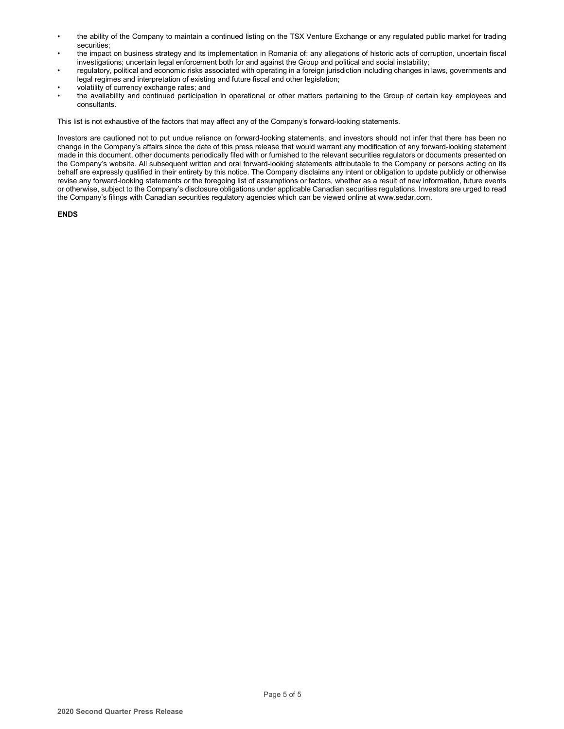- the ability of the Company to maintain a continued listing on the TSX Venture Exchange or any regulated public market for trading securities;
- the impact on business strategy and its implementation in Romania of: any allegations of historic acts of corruption, uncertain fiscal investigations; uncertain legal enforcement both for and against the Group and political and social instability;
- regulatory, political and economic risks associated with operating in a foreign jurisdiction including changes in laws, governments and legal regimes and interpretation of existing and future fiscal and other legislation;
- volatility of currency exchange rates; and
- the availability and continued participation in operational or other matters pertaining to the Group of certain key employees and consultants.

This list is not exhaustive of the factors that may affect any of the Company's forward-looking statements.

Investors are cautioned not to put undue reliance on forward-looking statements, and investors should not infer that there has been no change in the Company's affairs since the date of this press release that would warrant any modification of any forward-looking statement made in this document, other documents periodically filed with or furnished to the relevant securities regulators or documents presented on the Company's website. All subsequent written and oral forward-looking statements attributable to the Company or persons acting on its behalf are expressly qualified in their entirety by this notice. The Company disclaims any intent or obligation to update publicly or otherwise revise any forward-looking statements or the foregoing list of assumptions or factors, whether as a result of new information, future events or otherwise, subject to the Company's disclosure obligations under applicable Canadian securities regulations. Investors are urged to read the Company's filings with Canadian securities regulatory agencies which can be viewed online at www.sedar.com.

**ENDS**